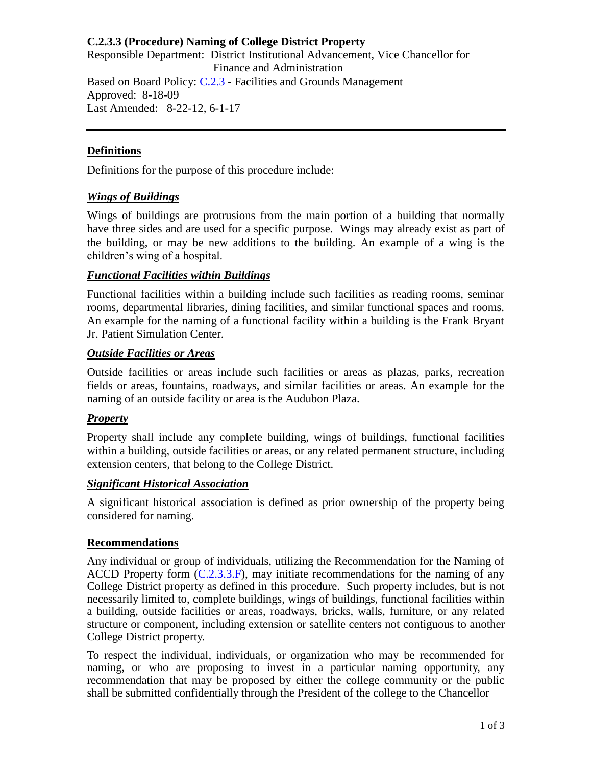# C.2.3.3 (Procedure) Naming of College District Property

Responsible Department: District Institutional Advancement, Vice Chancellor for Finance and Administration

Based on Board Policy: C.2.3 - Facilities and Grounds Management

Approved: 8-18-09

Last Amended: 8-22-12, 6-1-17

---

## Definitions

Definitions for the purpose of this procedure include:

### *Wings of Buildings*

Wings of buildings are protrusions from the main portion of a building that normally have three sides and are used for a specific purpose. Wings may already exist as part of the building, or may be new additions to the building. An example of a wing is the children's wing of a hospital.

### *Functional Facilities within Buildings*

Functional facilities within a building include such facilities as reading rooms, seminar rooms, departmental libraries, dining facilities, and similar functional spaces and rooms. An example for the naming of a functional facility within a building is the Frank Bryant Jr. Patient Simulation Center.

### *Outside Facilities or Areas*

Outside facilities or areas include such facilities or areas as plazas, parks, recreation fields or areas, fountains, roadways, and similar facilities or areas. An example for the naming of an outside facility or area is the Audubon Plaza.

### *Property*

Property shall include any complete building, wings of buildings, functional facilities within a building, outside facilities or areas, or any related permanent structure, including extension centers, that belong to the College District.

### *Significant Historical Association*

A significant historical association is defined as prior ownership of the property being considered for naming.

## Recommendations

Any individual or group of individuals, utilizing the Recommendation for the Naming of ACCD Property form (C.2.3.3.F), may initiate recommendations for the naming of any College District property as defined in this procedure. Such property includes, but is not necessarily limited to, complete buildings, wings of buildings, functional facilities within a building, outside facilities or areas, roadways, bricks, walls, furniture, or any related structure or component, including extension or satellite centers not contiguous to another College District property.

To respect the individual, individuals, or organization who may be recommended for naming, or who are proposing to invest in a particular naming opportunity, any recommendation that may be proposed by either the college community or the public shall be submitted confidentially through the President of the college to the Chancellor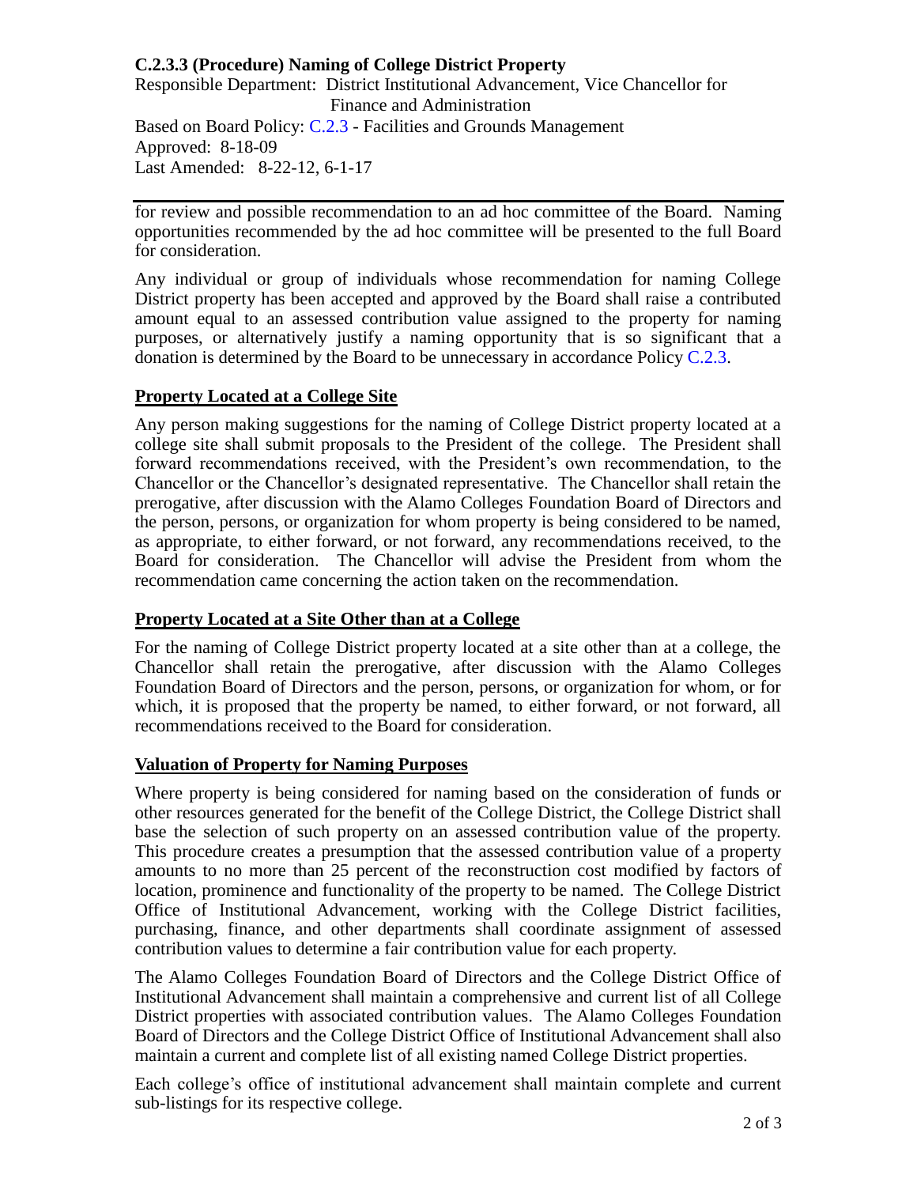**C.2.3.3 (Procedure) Naming of College District Property**

Responsible Department: District Institutional Advancement, Vice Chancellor for Finance and Administration

Based on Board Policy: C.2.3 - Facilities and Grounds Management

Approved: 8-18-09

Last Amended: 8-22-12, 6-1-17

---

for review and possible recommendation to an ad hoc committee of the Board. Naming opportunities recommended by the ad hoc committee will be presented to the full Board for consideration.

Any individual or group of individuals whose recommendation for naming College District property has been accepted and approved by the Board shall raise a contributed amount equal to an assessed contribution value assigned to the property for naming purposes, or alternatively justify a naming opportunity that is so significant that a donation is determined by the Board to be unnecessary in accordance Policy C.2.3.

## Property Located at a College Site

Any person making suggestions for the naming of College District property located at a college site shall submit proposals to the President of the college. The President shall forward recommendations received, with the President's own recommendation, to the Chancellor or the Chancellor's designated representative. The Chancellor shall retain the prerogative, after discussion with the Alamo Colleges Foundation Board of Directors and the person, persons, or organization for whom property is being considered to be named, as appropriate, to either forward, or not forward, any recommendations received, to the Board for consideration. The Chancellor will advise the President from whom the recommendation came concerning the action taken on the recommendation.

## Property Located at a Site Other than at a College

For the naming of College District property located at a site other than at a college, the Chancellor shall retain the prerogative, after discussion with the Alamo Colleges Foundation Board of Directors and the person, persons, or organization for whom, or for which, it is proposed that the property be named, to either forward, or not forward, all recommendations received to the Board for consideration.

## Valuation of Property for Naming Purposes

Where property is being considered for naming based on the consideration of funds or other resources generated for the benefit of the College District, the College District shall base the selection of such property on an assessed contribution value of the property. This procedure creates a presumption that the assessed contribution value of a property amounts to no more than 25 percent of the reconstruction cost modified by factors of location, prominence and functionality of the property to be named. The College District Office of Institutional Advancement, working with the College District facilities, purchasing, finance, and other departments shall coordinate assignment of assessed contribution values to determine a fair contribution value for each property.

The Alamo Colleges Foundation Board of Directors and the College District Office of Institutional Advancement shall maintain a comprehensive and current list of all College District properties with associated contribution values. The Alamo Colleges Foundation Board of Directors and the College District Office of Institutional Advancement shall also maintain a current and complete list of all existing named College District properties.

Each college's office of institutional advancement shall maintain complete and current sub-listings for its respective college.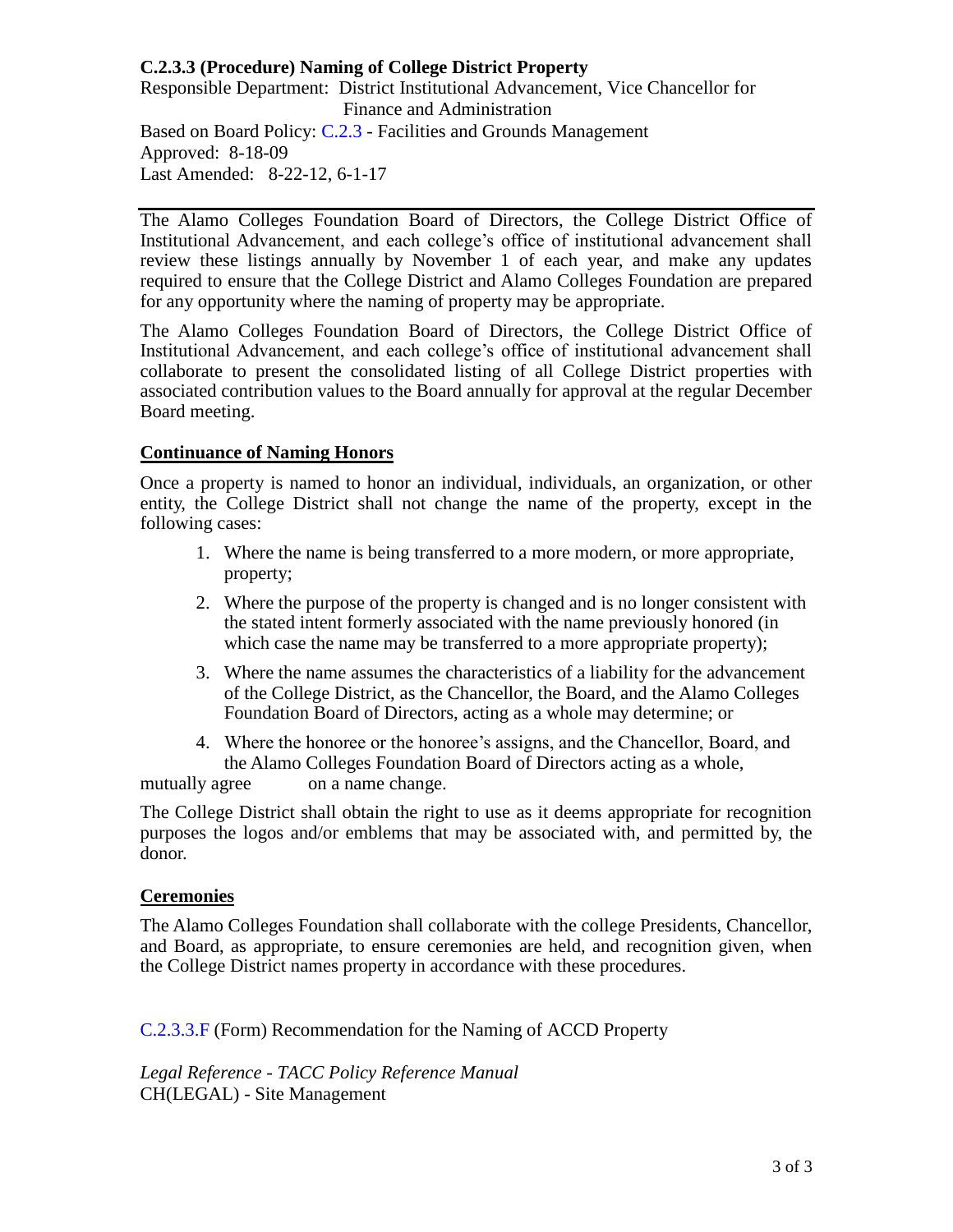**C.2.3.3 (Procedure) Naming of College District Property**

Responsible Department: District Institutional Advancement, Vice Chancellor for Finance and Administration

Based on Board Policy: C.2.3 - Facilities and Grounds Management

Approved: 8-18-09

Last Amended: 8-22-12, 6-1-17

---

The Alamo Colleges Foundation Board of Directors, the College District Office of Institutional Advancement, and each college's office of institutional advancement shall review these listings annually by November 1 of each year, and make any updates required to ensure that the College District and Alamo Colleges Foundation are prepared for any opportunity where the naming of property may be appropriate.

The Alamo Colleges Foundation Board of Directors, the College District Office of Institutional Advancement, and each college's office of institutional advancement shall collaborate to present the consolidated listing of all College District properties with associated contribution values to the Board annually for approval at the regular December Board meeting.

## Continuance of Naming Honors

Once a property is named to honor an individual, individuals, an organization, or other entity, the College District shall not change the name of the property, except in the following cases:

1. Where the name is being transferred to a more modern, or more appropriate, property;
2. Where the purpose of the property is changed and is no longer consistent with the stated intent formerly associated with the name previously honored (in which case the name may be transferred to a more appropriate property);
3. Where the name assumes the characteristics of a liability for the advancement of the College District, as the Chancellor, the Board, and the Alamo Colleges Foundation Board of Directors, acting as a whole may determine; or
4. Where the honoree or the honoree's assigns, and the Chancellor, Board, and the Alamo Colleges Foundation Board of Directors acting as a whole, mutually agree on a name change.

The College District shall obtain the right to use as it deems appropriate for recognition purposes the logos and/or emblems that may be associated with, and permitted by, the donor.

## Ceremonies

The Alamo Colleges Foundation shall collaborate with the college Presidents, Chancellor, and Board, as appropriate, to ensure ceremonies are held, and recognition given, when the College District names property in accordance with these procedures.

C.2.3.3.F (Form) Recommendation for the Naming of ACCD Property

*Legal Reference - TACC Policy Reference Manual*
CH(LEGAL) - Site Management